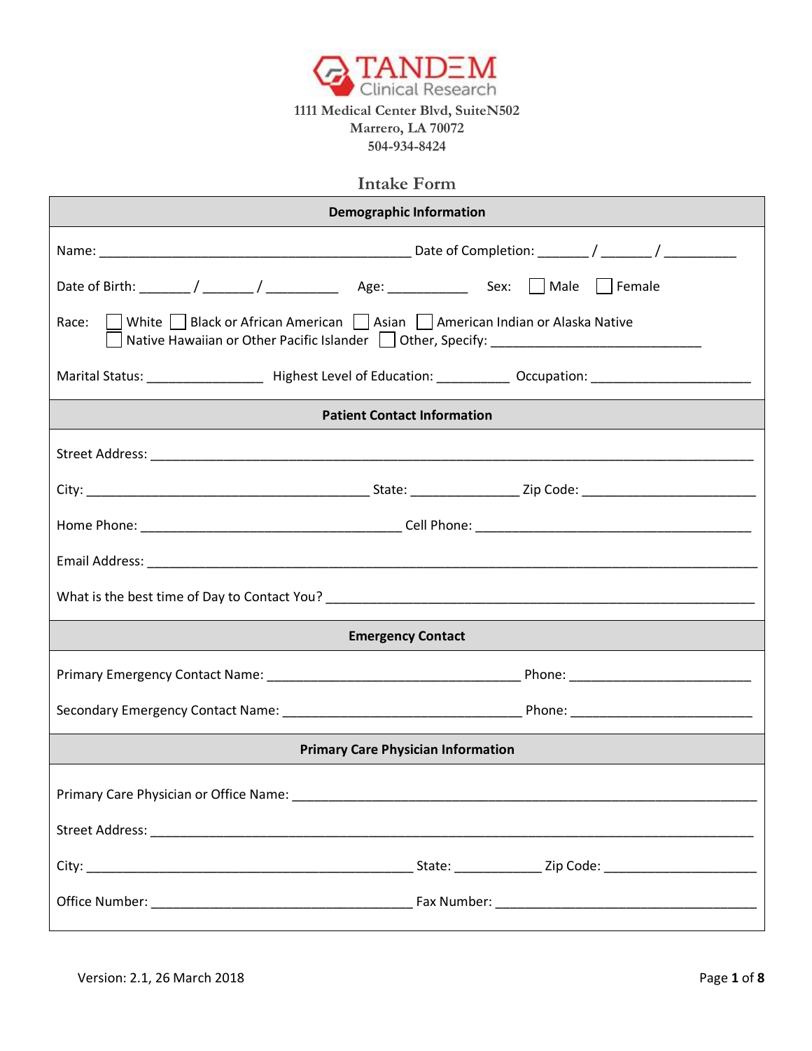TANDEM Clinical Research

1111 Medical Center Blvd, SuiteN502
Marrero, LA 70072
504-934-8424

# Intake Form

## Demographic Information

Name: ___________________________________________ Date of Completion: _______ / _______ / __________

Date of Birth: _______ / _______ / __________ Age: ___________ Sex: ☐ Male ☐ Female

Race: ☐ White ☐ Black or African American ☐ Asian ☐ American Indian or Alaska Native
☐ Native Hawaiian or Other Pacific Islander ☐ Other, Specify: _____________________________

Marital Status: ________________ Highest Level of Education: __________ Occupation: ______________________

## Patient Contact Information

Street Address: ___________________________________________________________________________________

City: ________________________________________ State: _______________ Zip Code: ________________________

Home Phone: ____________________________________ Cell Phone: ______________________________________

Email Address: _____________________________________________________________________________________

What is the best time of Day to Contact You? _____________________________________________________________

## Emergency Contact

Primary Emergency Contact Name: ___________________________________ Phone: _________________________

Secondary Emergency Contact Name: _________________________________ Phone: _________________________

## Primary Care Physician Information

Primary Care Physician or Office Name: ____________________________________________________________________

Street Address: ___________________________________________________________________________________

City: ______________________________________________ State: ____________ Zip Code: _____________________

Office Number: ____________________________________ Fax Number: _____________________________________

Version: 2.1, 26 March 2018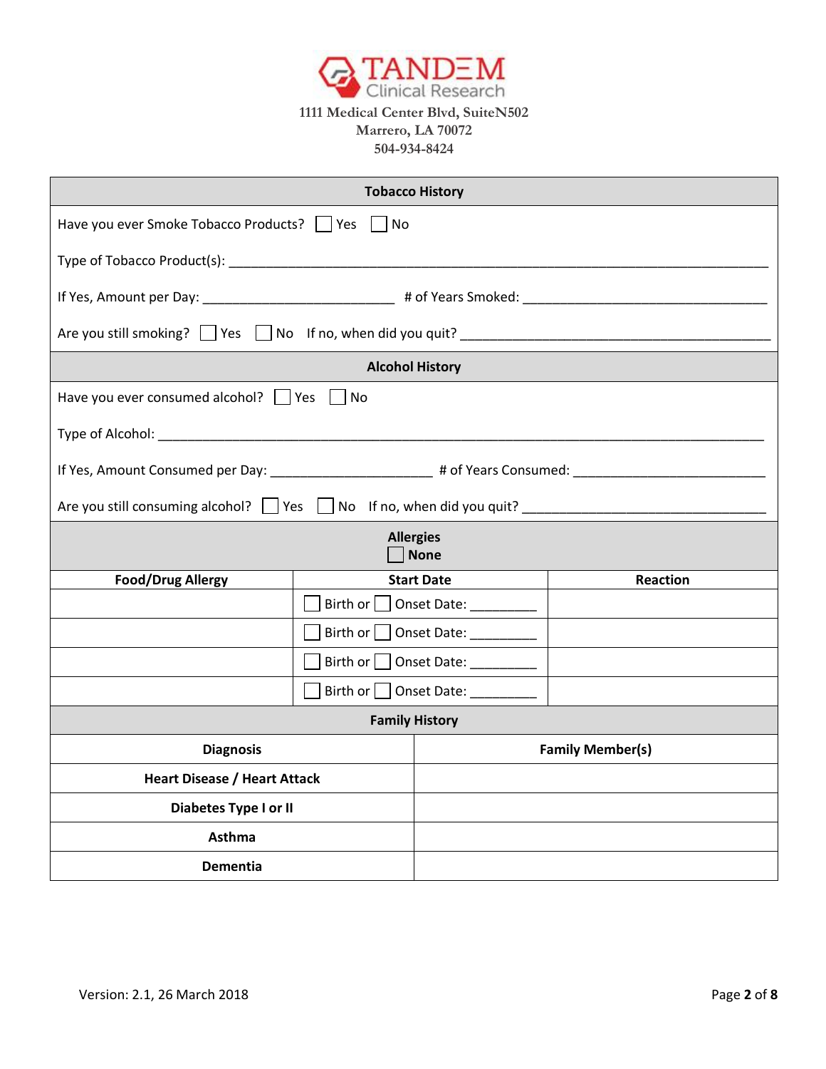**TANDEM Clinical Research**
1111 Medical Center Blvd, SuiteN502
Marrero, LA 70072
504-934-8424

## Tobacco History

Have you ever Smoke Tobacco Products? ☐ Yes ☐ No

Type of Tobacco Product(s): ____________________________________________

If Yes, Amount per Day: __________________________ # of Years Smoked: ________________________________

Are you still smoking? ☐ Yes ☐ No If no, when did you quit? __________________________________________

## Alcohol History

Have you ever consumed alcohol? ☐ Yes ☐ No

Type of Alcohol: ______________________________________________________

If Yes, Amount Consumed per Day: ______________________ # of Years Consumed: __________________________

Are you still consuming alcohol? ☐ Yes ☐ No If no, when did you quit? ________________________________

## Allergies

☐ None

| Food/Drug Allergy | Start Date | Reaction |
|---|---|---|
| | ☐ Birth or ☐ Onset Date: _________ | |
| | ☐ Birth or ☐ Onset Date: _________ | |
| | ☐ Birth or ☐ Onset Date: _________ | |
| | ☐ Birth or ☐ Onset Date: _________ | |

## Family History

| Diagnosis | Family Member(s) |
|---|---|
| **Heart Disease / Heart Attack** | |
| **Diabetes Type I or II** | |
| **Asthma** | |
| **Dementia** | |

Version: 2.1, 26 March 2018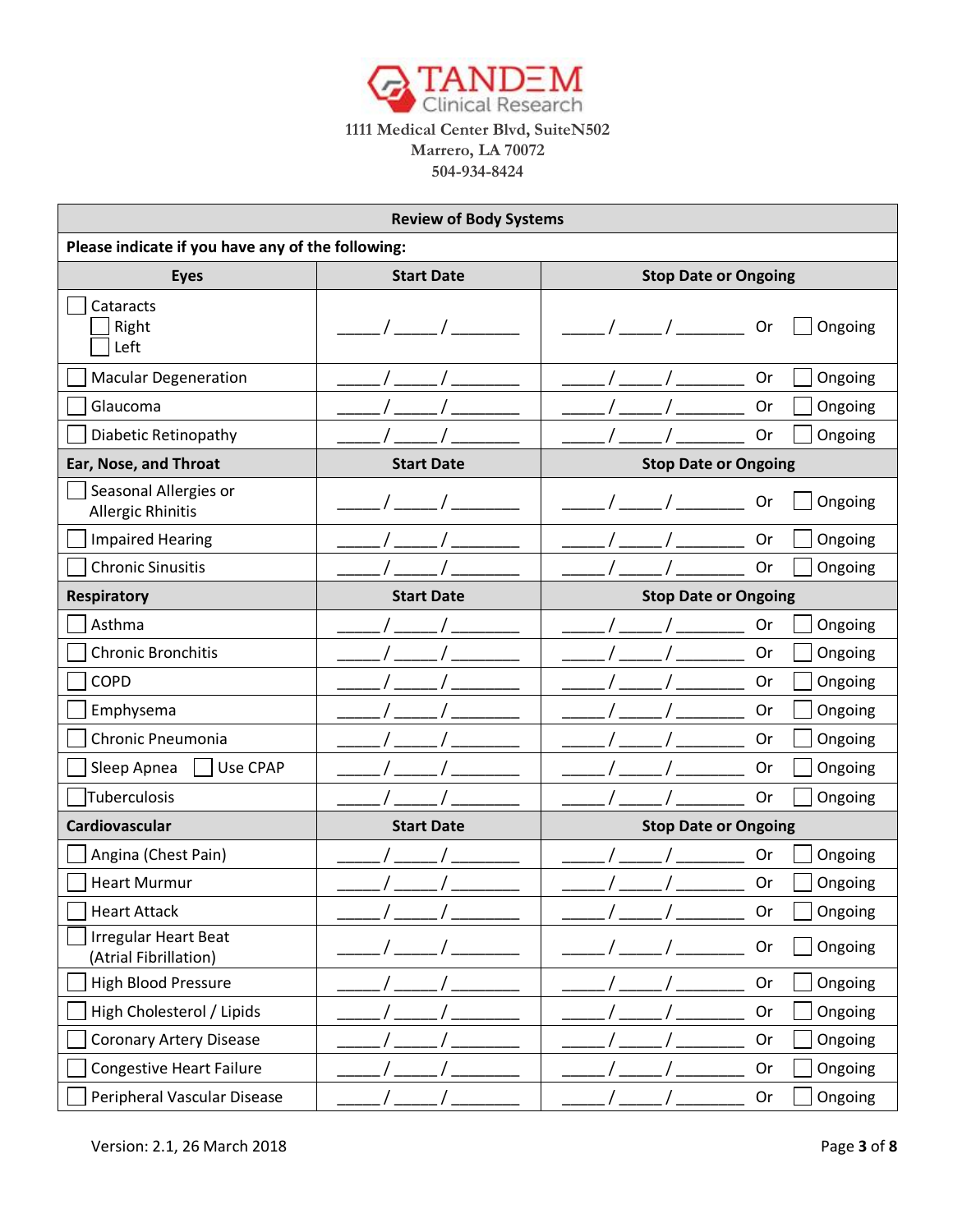**TANDEM Clinical Research**
1111 Medical Center Blvd, SuiteN502
Marrero, LA 70072
504-934-8424

| Review of Body Systems | | |
|---|---|---|
| **Please indicate if you have any of the following:** | | |
| **Eyes** | **Start Date** | **Stop Date or Ongoing** |
| ☐ Cataracts<br>☐ Right<br>☐ Left | _____ / _____ / ________ | _____ / _____ / ________ Or ☐ Ongoing |
| ☐ Macular Degeneration | _____ / _____ / ________ | _____ / _____ / ________ Or ☐ Ongoing |
| ☐ Glaucoma | _____ / _____ / ________ | _____ / _____ / ________ Or ☐ Ongoing |
| ☐ Diabetic Retinopathy | _____ / _____ / ________ | _____ / _____ / ________ Or ☐ Ongoing |
| **Ear, Nose, and Throat** | **Start Date** | **Stop Date or Ongoing** |
| ☐ Seasonal Allergies or Allergic Rhinitis | _____ / _____ / ________ | _____ / _____ / ________ Or ☐ Ongoing |
| ☐ Impaired Hearing | _____ / _____ / ________ | _____ / _____ / ________ Or ☐ Ongoing |
| ☐ Chronic Sinusitis | _____ / _____ / ________ | _____ / _____ / ________ Or ☐ Ongoing |
| **Respiratory** | **Start Date** | **Stop Date or Ongoing** |
| ☐ Asthma | _____ / _____ / ________ | _____ / _____ / ________ Or ☐ Ongoing |
| ☐ Chronic Bronchitis | _____ / _____ / ________ | _____ / _____ / ________ Or ☐ Ongoing |
| ☐ COPD | _____ / _____ / ________ | _____ / _____ / ________ Or ☐ Ongoing |
| ☐ Emphysema | _____ / _____ / ________ | _____ / _____ / ________ Or ☐ Ongoing |
| ☐ Chronic Pneumonia | _____ / _____ / ________ | _____ / _____ / ________ Or ☐ Ongoing |
| ☐ Sleep Apnea ☐ Use CPAP | _____ / _____ / ________ | _____ / _____ / ________ Or ☐ Ongoing |
| ☐ Tuberculosis | _____ / _____ / ________ | _____ / _____ / ________ Or ☐ Ongoing |
| **Cardiovascular** | **Start Date** | **Stop Date or Ongoing** |
| ☐ Angina (Chest Pain) | _____ / _____ / ________ | _____ / _____ / ________ Or ☐ Ongoing |
| ☐ Heart Murmur | _____ / _____ / ________ | _____ / _____ / ________ Or ☐ Ongoing |
| ☐ Heart Attack | _____ / _____ / ________ | _____ / _____ / ________ Or ☐ Ongoing |
| ☐ Irregular Heart Beat (Atrial Fibrillation) | _____ / _____ / ________ | _____ / _____ / ________ Or ☐ Ongoing |
| ☐ High Blood Pressure | _____ / _____ / ________ | _____ / _____ / ________ Or ☐ Ongoing |
| ☐ High Cholesterol / Lipids | _____ / _____ / ________ | _____ / _____ / ________ Or ☐ Ongoing |
| ☐ Coronary Artery Disease | _____ / _____ / ________ | _____ / _____ / ________ Or ☐ Ongoing |
| ☐ Congestive Heart Failure | _____ / _____ / ________ | _____ / _____ / ________ Or ☐ Ongoing |
| ☐ Peripheral Vascular Disease | _____ / _____ / ________ | _____ / _____ / ________ Or ☐ Ongoing |

Version: 2.1, 26 March 2018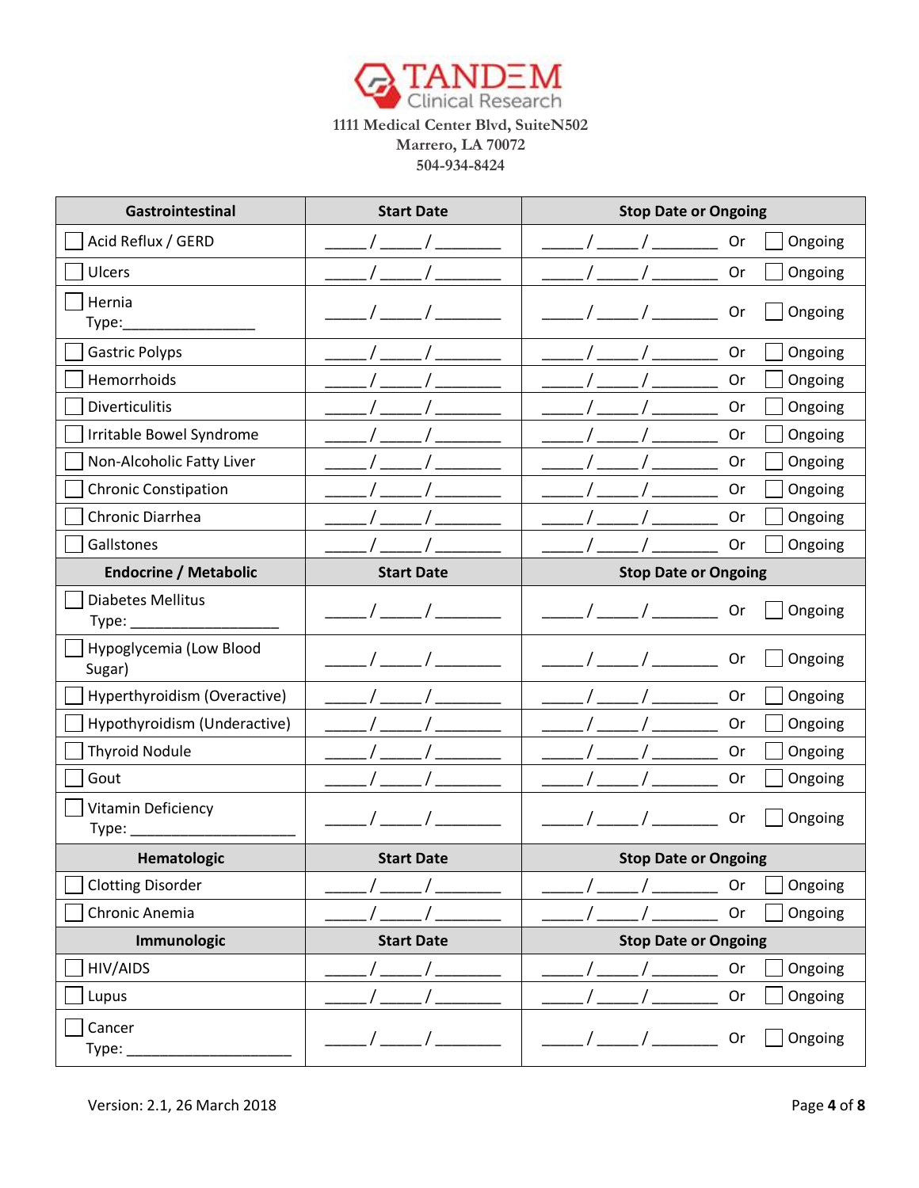TANDEM Clinical Research
1111 Medical Center Blvd, SuiteN502
Marrero, LA 70072
504-934-8424

| Gastrointestinal | Start Date | Stop Date or Ongoing |
|---|---|---|
| ☐ Acid Reflux / GERD | _____/_____/________ | _____/_____/________ Or ☐ Ongoing |
| ☐ Ulcers | _____/_____/________ | _____/_____/________ Or ☐ Ongoing |
| ☐ Hernia Type:________________ | _____/_____/________ | _____/_____/________ Or ☐ Ongoing |
| ☐ Gastric Polyps | _____/_____/________ | _____/_____/________ Or ☐ Ongoing |
| ☐ Hemorrhoids | _____/_____/________ | _____/_____/________ Or ☐ Ongoing |
| ☐ Diverticulitis | _____/_____/________ | _____/_____/________ Or ☐ Ongoing |
| ☐ Irritable Bowel Syndrome | _____/_____/________ | _____/_____/________ Or ☐ Ongoing |
| ☐ Non-Alcoholic Fatty Liver | _____/_____/________ | _____/_____/________ Or ☐ Ongoing |
| ☐ Chronic Constipation | _____/_____/________ | _____/_____/________ Or ☐ Ongoing |
| ☐ Chronic Diarrhea | _____/_____/________ | _____/_____/________ Or ☐ Ongoing |
| ☐ Gallstones | _____/_____/________ | _____/_____/________ Or ☐ Ongoing |
| **Endocrine / Metabolic** | **Start Date** | **Stop Date or Ongoing** |
| ☐ Diabetes Mellitus Type: __________________ | _____/_____/________ | _____/_____/________ Or ☐ Ongoing |
| ☐ Hypoglycemia (Low Blood Sugar) | _____/_____/________ | _____/_____/________ Or ☐ Ongoing |
| ☐ Hyperthyroidism (Overactive) | _____/_____/________ | _____/_____/________ Or ☐ Ongoing |
| ☐ Hypothyroidism (Underactive) | _____/_____/________ | _____/_____/________ Or ☐ Ongoing |
| ☐ Thyroid Nodule | _____/_____/________ | _____/_____/________ Or ☐ Ongoing |
| ☐ Gout | _____/_____/________ | _____/_____/________ Or ☐ Ongoing |
| ☐ Vitamin Deficiency Type: ____________________ | _____/_____/________ | _____/_____/________ Or ☐ Ongoing |
| **Hematologic** | **Start Date** | **Stop Date or Ongoing** |
| ☐ Clotting Disorder | _____/_____/________ | _____/_____/________ Or ☐ Ongoing |
| ☐ Chronic Anemia | _____/_____/________ | _____/_____/________ Or ☐ Ongoing |
| **Immunologic** | **Start Date** | **Stop Date or Ongoing** |
| ☐ HIV/AIDS | _____/_____/________ | _____/_____/________ Or ☐ Ongoing |
| ☐ Lupus | _____/_____/________ | _____/_____/________ Or ☐ Ongoing |
| ☐ Cancer Type: ____________________ | _____/_____/________ | _____/_____/________ Or ☐ Ongoing |

Version: 2.1, 26 March 2018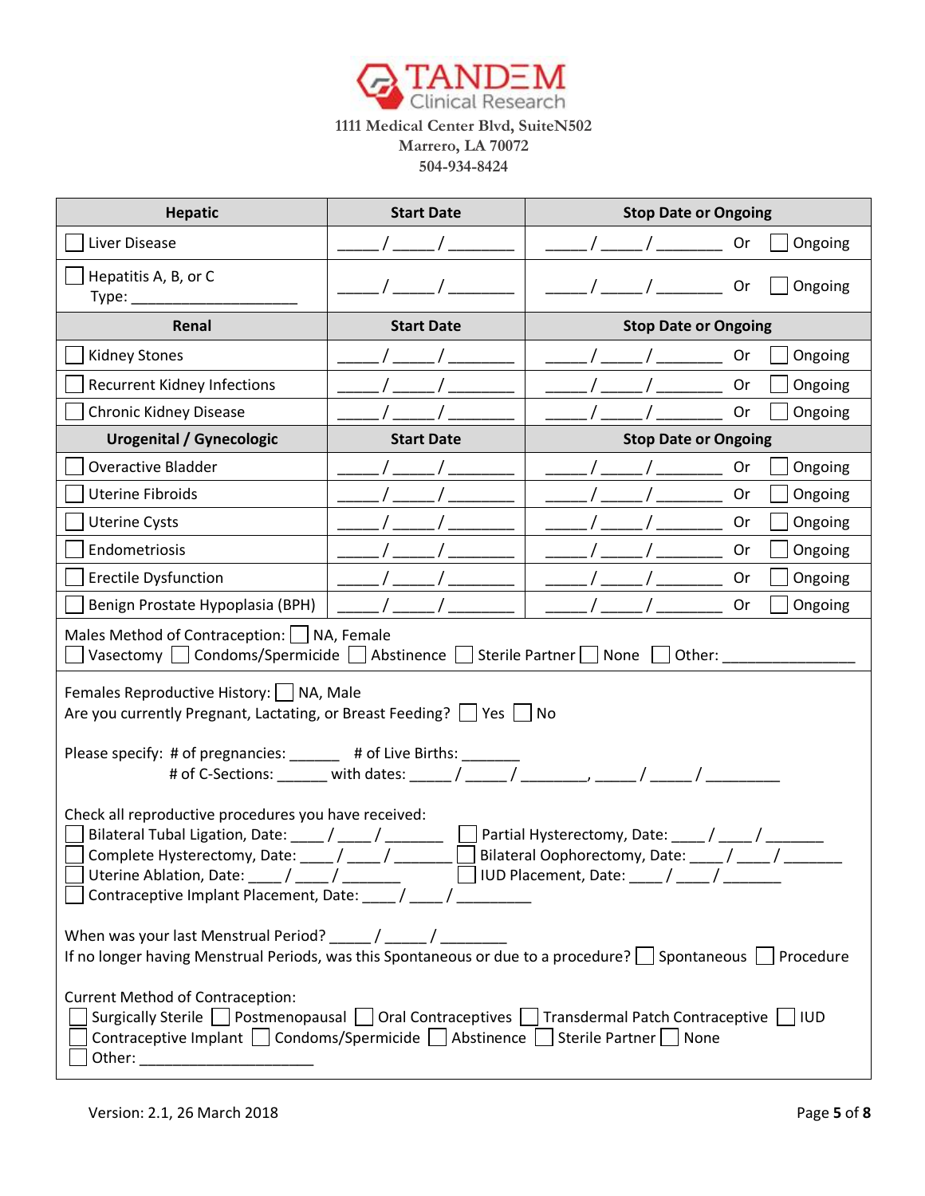TANDEM Clinical Research

1111 Medical Center Blvd, SuiteN502
Marrero, LA 70072
504-934-8424

| Hepatic | Start Date | Stop Date or Ongoing |
|---|---|---|
| ☐ Liver Disease | _____ / _____ / ________ | _____ / _____ / ________ Or ☐ Ongoing |
| ☐ Hepatitis A, B, or C<br>Type: ____________________ | _____ / _____ / ________ | _____ / _____ / ________ Or ☐ Ongoing |
| **Renal** | **Start Date** | **Stop Date or Ongoing** |
| ☐ Kidney Stones | _____ / _____ / ________ | _____ / _____ / ________ Or ☐ Ongoing |
| ☐ Recurrent Kidney Infections | _____ / _____ / ________ | _____ / _____ / ________ Or ☐ Ongoing |
| ☐ Chronic Kidney Disease | _____ / _____ / ________ | _____ / _____ / ________ Or ☐ Ongoing |
| **Urogenital / Gynecologic** | **Start Date** | **Stop Date or Ongoing** |
| ☐ Overactive Bladder | _____ / _____ / ________ | _____ / _____ / ________ Or ☐ Ongoing |
| ☐ Uterine Fibroids | _____ / _____ / ________ | _____ / _____ / ________ Or ☐ Ongoing |
| ☐ Uterine Cysts | _____ / _____ / ________ | _____ / _____ / ________ Or ☐ Ongoing |
| ☐ Endometriosis | _____ / _____ / ________ | _____ / _____ / ________ Or ☐ Ongoing |
| ☐ Erectile Dysfunction | _____ / _____ / ________ | _____ / _____ / ________ Or ☐ Ongoing |
| ☐ Benign Prostate Hypoplasia (BPH) | _____ / _____ / ________ | _____ / _____ / ________ Or ☐ Ongoing |

Males Method of Contraception: ☐ NA, Female
☐ Vasectomy ☐ Condoms/Spermicide ☐ Abstinence ☐ Sterile Partner ☐ None ☐ Other: ________________

Females Reproductive History: ☐ NA, Male
Are you currently Pregnant, Lactating, or Breast Feeding? ☐ Yes ☐ No

Please specify: # of pregnancies: ______ # of Live Births: _______
# of C-Sections: ______ with dates: _____ / _____ / ________, _____ / _____ / _________

Check all reproductive procedures you have received:
☐ Bilateral Tubal Ligation, Date: ____ / ____ / _______
☐ Partial Hysterectomy, Date: ____ / ____ / _______
☐ Complete Hysterectomy, Date: ____ / ____ / _______
☐ Bilateral Oophorectomy, Date: ____ / ____ / _______
☐ Uterine Ablation, Date: ____ / ____ / _______
☐ IUD Placement, Date: ____ / ____ / _______
☐ Contraceptive Implant Placement, Date: ____ / ____ / _________

When was your last Menstrual Period? _____ / _____ / ________
If no longer having Menstrual Periods, was this Spontaneous or due to a procedure? ☐ Spontaneous ☐ Procedure

Current Method of Contraception:
☐ Surgically Sterile ☐ Postmenopausal ☐ Oral Contraceptives ☐ Transdermal Patch Contraceptive ☐ IUD
☐ Contraceptive Implant ☐ Condoms/Spermicide ☐ Abstinence ☐ Sterile Partner ☐ None
☐ Other: ______________________

Version: 2.1, 26 March 2018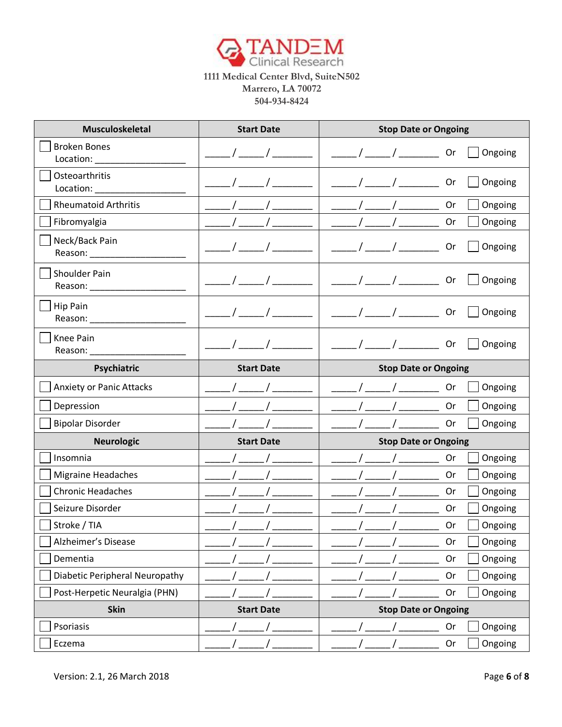**TANDEM Clinical Research**
1111 Medical Center Blvd, SuiteN502
Marrero, LA 70072
504-934-8424

| Musculoskeletal | Start Date | Stop Date or Ongoing |
|---|---|---|
| ☐ Broken Bones<br>Location: ________________ | _____/_____/________ | _____/_____/________ Or ☐ Ongoing |
| ☐ Osteoarthritis<br>Location: ________________ | _____/_____/________ | _____/_____/________ Or ☐ Ongoing |
| ☐ Rheumatoid Arthritis | _____/_____/________ | _____/_____/________ Or ☐ Ongoing |
| ☐ Fibromyalgia | _____/_____/________ | _____/_____/________ Or ☐ Ongoing |
| ☐ Neck/Back Pain<br>Reason: ________________ | _____/_____/________ | _____/_____/________ Or ☐ Ongoing |
| ☐ Shoulder Pain<br>Reason: ________________ | _____/_____/________ | _____/_____/________ Or ☐ Ongoing |
| ☐ Hip Pain<br>Reason: ________________ | _____/_____/________ | _____/_____/________ Or ☐ Ongoing |
| ☐ Knee Pain<br>Reason: ________________ | _____/_____/________ | _____/_____/________ Or ☐ Ongoing |
| **Psychiatric** | **Start Date** | **Stop Date or Ongoing** |
| ☐ Anxiety or Panic Attacks | _____/_____/________ | _____/_____/________ Or ☐ Ongoing |
| ☐ Depression | _____/_____/________ | _____/_____/________ Or ☐ Ongoing |
| ☐ Bipolar Disorder | _____/_____/________ | _____/_____/________ Or ☐ Ongoing |
| **Neurologic** | **Start Date** | **Stop Date or Ongoing** |
| ☐ Insomnia | _____/_____/________ | _____/_____/________ Or ☐ Ongoing |
| ☐ Migraine Headaches | _____/_____/________ | _____/_____/________ Or ☐ Ongoing |
| ☐ Chronic Headaches | _____/_____/________ | _____/_____/________ Or ☐ Ongoing |
| ☐ Seizure Disorder | _____/_____/________ | _____/_____/________ Or ☐ Ongoing |
| ☐ Stroke / TIA | _____/_____/________ | _____/_____/________ Or ☐ Ongoing |
| ☐ Alzheimer's Disease | _____/_____/________ | _____/_____/________ Or ☐ Ongoing |
| ☐ Dementia | _____/_____/________ | _____/_____/________ Or ☐ Ongoing |
| ☐ Diabetic Peripheral Neuropathy | _____/_____/________ | _____/_____/________ Or ☐ Ongoing |
| ☐ Post-Herpetic Neuralgia (PHN) | _____/_____/________ | _____/_____/________ Or ☐ Ongoing |
| **Skin** | **Start Date** | **Stop Date or Ongoing** |
| ☐ Psoriasis | _____/_____/________ | _____/_____/________ Or ☐ Ongoing |
| ☐ Eczema | _____/_____/________ | _____/_____/________ Or ☐ Ongoing |

Version: 2.1, 26 March 2018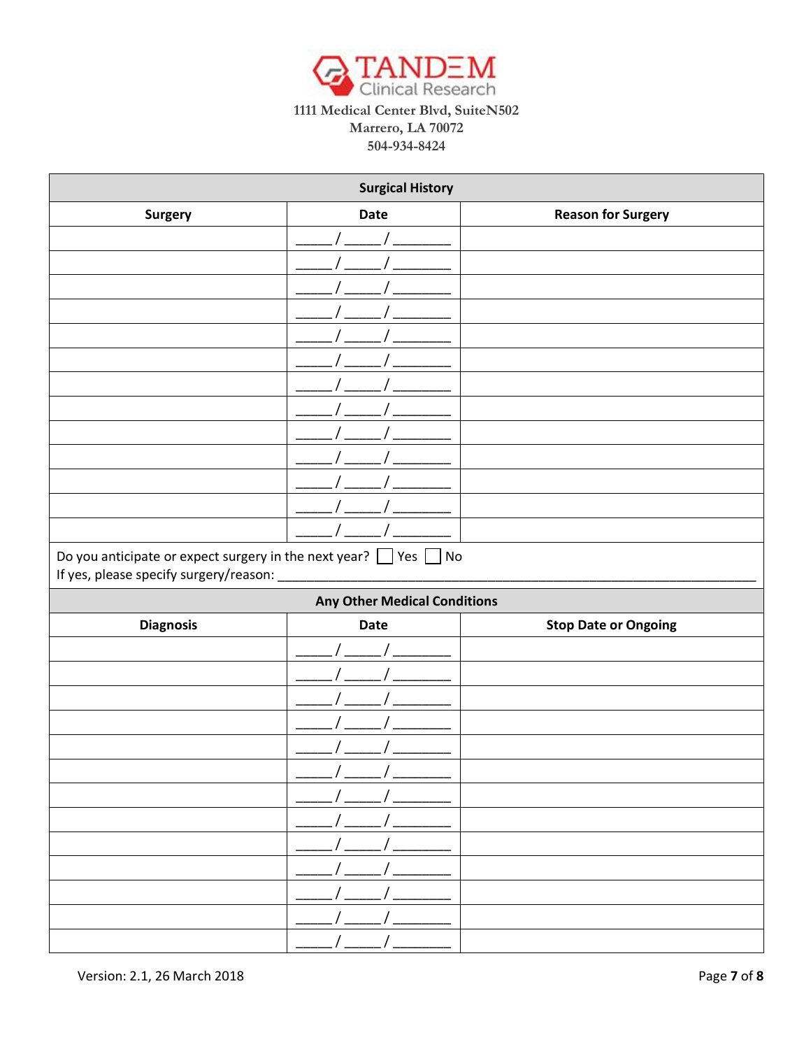TANDEM Clinical Research

1111 Medical Center Blvd, SuiteN502
Marrero, LA 70072
504-934-8424

| Surgical History | | |
|---|---|---|
| **Surgery** | **Date** | **Reason for Surgery** |
| | _____/_____/_______ | |
| | _____/_____/_______ | |
| | _____/_____/_______ | |
| | _____/_____/_______ | |
| | _____/_____/_______ | |
| | _____/_____/_______ | |
| | _____/_____/_______ | |
| | _____/_____/_______ | |
| | _____/_____/_______ | |
| | _____/_____/_______ | |
| | _____/_____/_______ | |
| | _____/_____/_______ | |
| | _____/_____/_______ | |

Do you anticipate or expect surgery in the next year? ☐ Yes ☐ No
If yes, please specify surgery/reason: ______________________________________________________________

| Any Other Medical Conditions | | |
|---|---|---|
| **Diagnosis** | **Date** | **Stop Date or Ongoing** |
| | _____/_____/_______ | |
| | _____/_____/_______ | |
| | _____/_____/_______ | |
| | _____/_____/_______ | |
| | _____/_____/_______ | |
| | _____/_____/_______ | |
| | _____/_____/_______ | |
| | _____/_____/_______ | |
| | _____/_____/_______ | |
| | _____/_____/_______ | |
| | _____/_____/_______ | |
| | _____/_____/_______ | |
| | _____/_____/_______ | |

Version: 2.1, 26 March 2018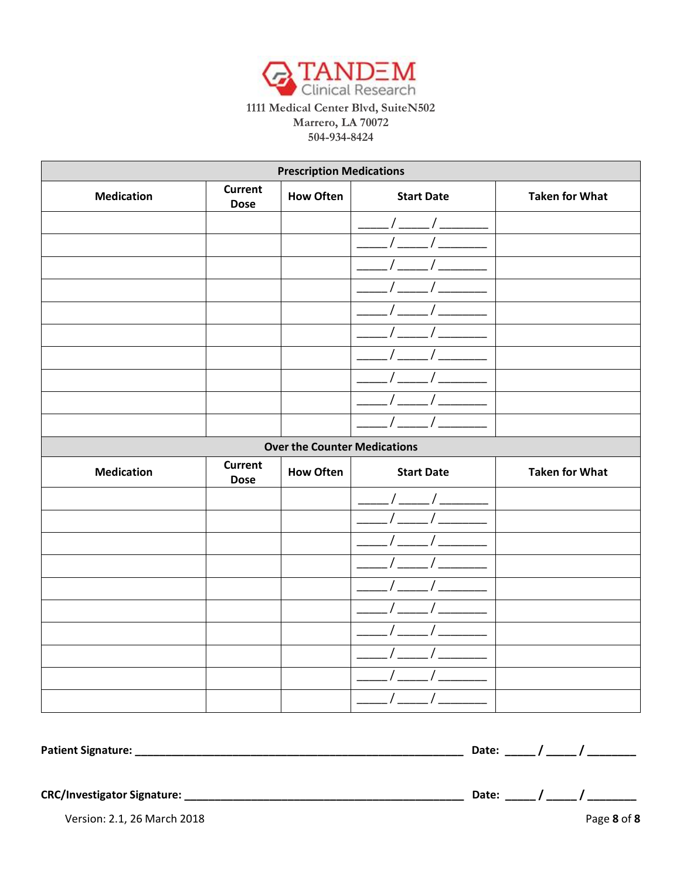TANDEM Clinical Research

1111 Medical Center Blvd, SuiteN502
Marrero, LA 70072
504-934-8424

| Prescription Medications | | | | |
|---|---|---|---|---|
| **Medication** | **Current Dose** | **How Often** | **Start Date** | **Taken for What** |
| | | | _____ / _____ / ________ | |
| | | | _____ / _____ / ________ | |
| | | | _____ / _____ / ________ | |
| | | | _____ / _____ / ________ | |
| | | | _____ / _____ / ________ | |
| | | | _____ / _____ / ________ | |
| | | | _____ / _____ / ________ | |
| | | | _____ / _____ / ________ | |
| | | | _____ / _____ / ________ | |
| | | | _____ / _____ / ________ | |
| **Over the Counter Medications** | | | | |
| **Medication** | **Current Dose** | **How Often** | **Start Date** | **Taken for What** |
| | | | _____ / _____ / ________ | |
| | | | _____ / _____ / ________ | |
| | | | _____ / _____ / ________ | |
| | | | _____ / _____ / ________ | |
| | | | _____ / _____ / ________ | |
| | | | _____ / _____ / ________ | |
| | | | _____ / _____ / ________ | |
| | | | _____ / _____ / ________ | |
| | | | _____ / _____ / ________ | |
| | | | _____ / _____ / ________ | |

**Patient Signature: ________________________________________________________ Date: _____ / _____ / ________**

**CRC/Investigator Signature: ________________________________________________ Date: _____ / _____ / ________**

Version: 2.1, 26 March 2018